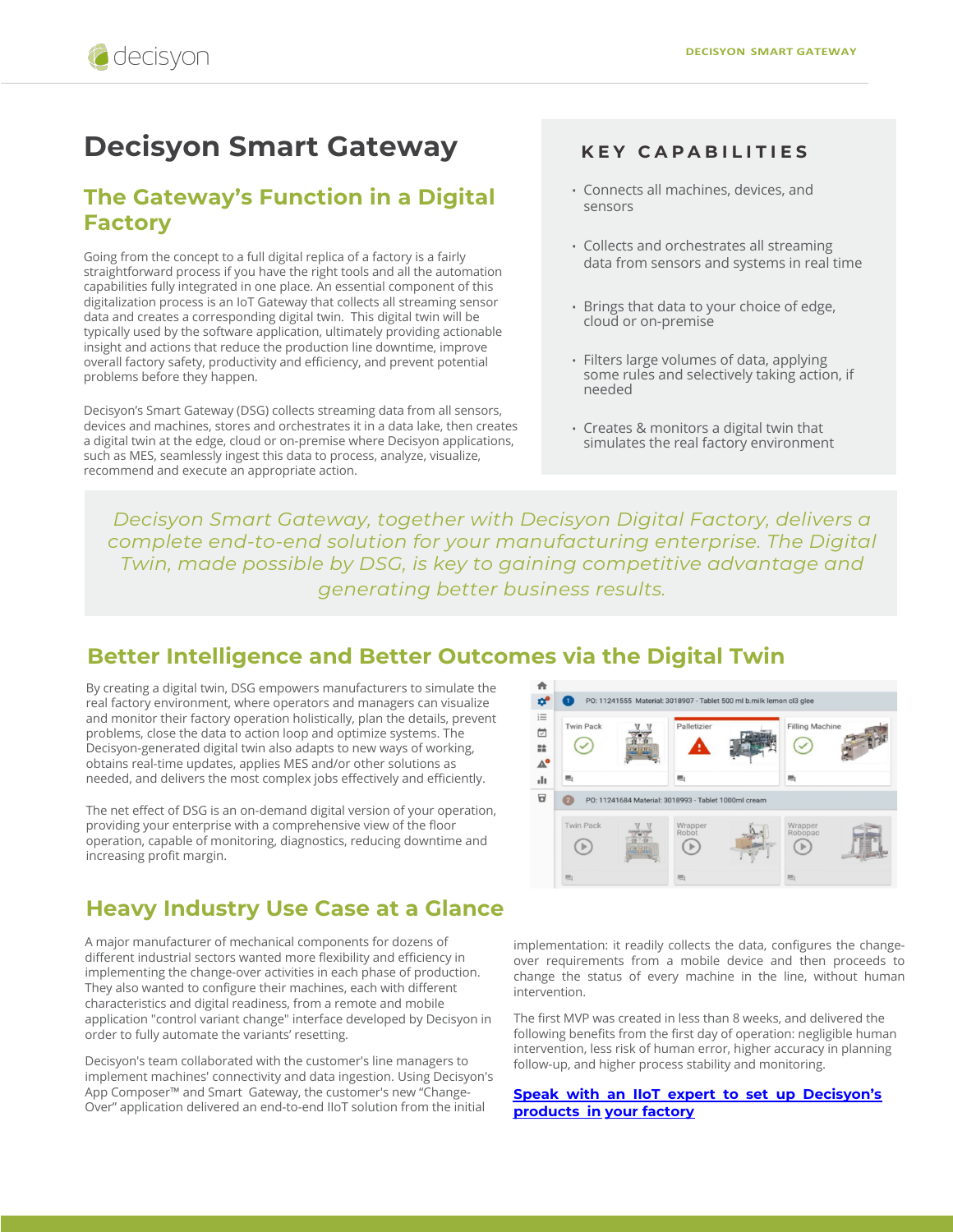# Decisyon Smart Gateway

## The Gateway's Function in a Digital Factory

Going from the concept to a full digital replica of a factory is a fairly straightforward process if you have the right tools and all the automation capabilities fully integrated in one place. An essential component of this digitalization process is an IoT Gateway that collects all streaming sensor data and creates a corresponding digital twin. This digital twin will be typically used by the software application, ultimately providing actionable insight and actions that reduce the production line downtime, improve overall factory safety, productivity and efficiency, and prevent potential problems before they happen.

Decisyon's Smart Gateway (DSG) collects streaming data from all sensors, devices and machines, stores and orchestrates it in a data lake, then creates a digital twin at the edge, cloud or on-premise where Decisyon applications, such as MES, seamlessly ingest this data to process, analyze, visualize, recommend and execute an appropriate action.

### KEY CAPABILITIES

- Connects all machines, devices, and sensors
- Collects and orchestrates all streaming data from sensors and systems in real time
- Brings that data to your choice of edge, cloud or on-premise
- Filters large volumes of data, applying some rules and selectively taking action, if needed
- Creates & monitors a digital twin that simulates the real factory environment

*Decisyon Smart Gateway, together with Decisyon Digital Factory, delivers a complete end-to-end solution for your manufacturing enterprise. The Digital Twin, made possible by DSG, is key to gaining competitive advantage and generating better business results.*

## Better Intelligence and Better Outcomes via the Digital Twin

By creating a digital twin, DSG empowers manufacturers to simulate the real factory environment, where operators and managers can visualize and monitor their factory operation holistically, plan the details, prevent problems, close the data to action loop and optimize systems. The Decisyon-generated digital twin also adapts to new ways of working, obtains real-time updates, applies MES and/or other solutions as needed, and delivers the most complex jobs effectively and efficiently.

The net effect of DSG is an on-demand digital version of your operation, providing your enterprise with a comprehensive view of the floor operation, capable of monitoring, diagnostics, reducing downtime and increasing profit margin.

## Heavy Industry Use Case at a Glance

A major manufacturer of mechanical components for dozens of different industrial sectors wanted more flexibility and efficiency in implementing the change-over activities in each phase of production. They also wanted to configure their machines, each with different characteristics and digital readiness, from a remote and mobile application "control variant change" interface developed by Decisyon in order to fully automate the variants' resetting.

Decisyon's team collaborated with the customer's line managers to implement machines' connectivity and data ingestion. Using Decisyon's App Composer™ and Smart Gateway, the customer's new "Change-Over" application delivered an end-to-end IIoT solution from the initial implementation: it readily collects the data, configures the change-over requirements from a mobile device and then proceeds to change the status of every machine in the line, without human intervention.

The first MVP was created in less than 8 weeks, and delivered the following benefits from the first day of operation: negligible human intervention, less risk of human error, higher accuracy in planning follow-up, and higher process stability and monitoring.

**Speak with an IIoT expert to set up Decisyon's products in your factory**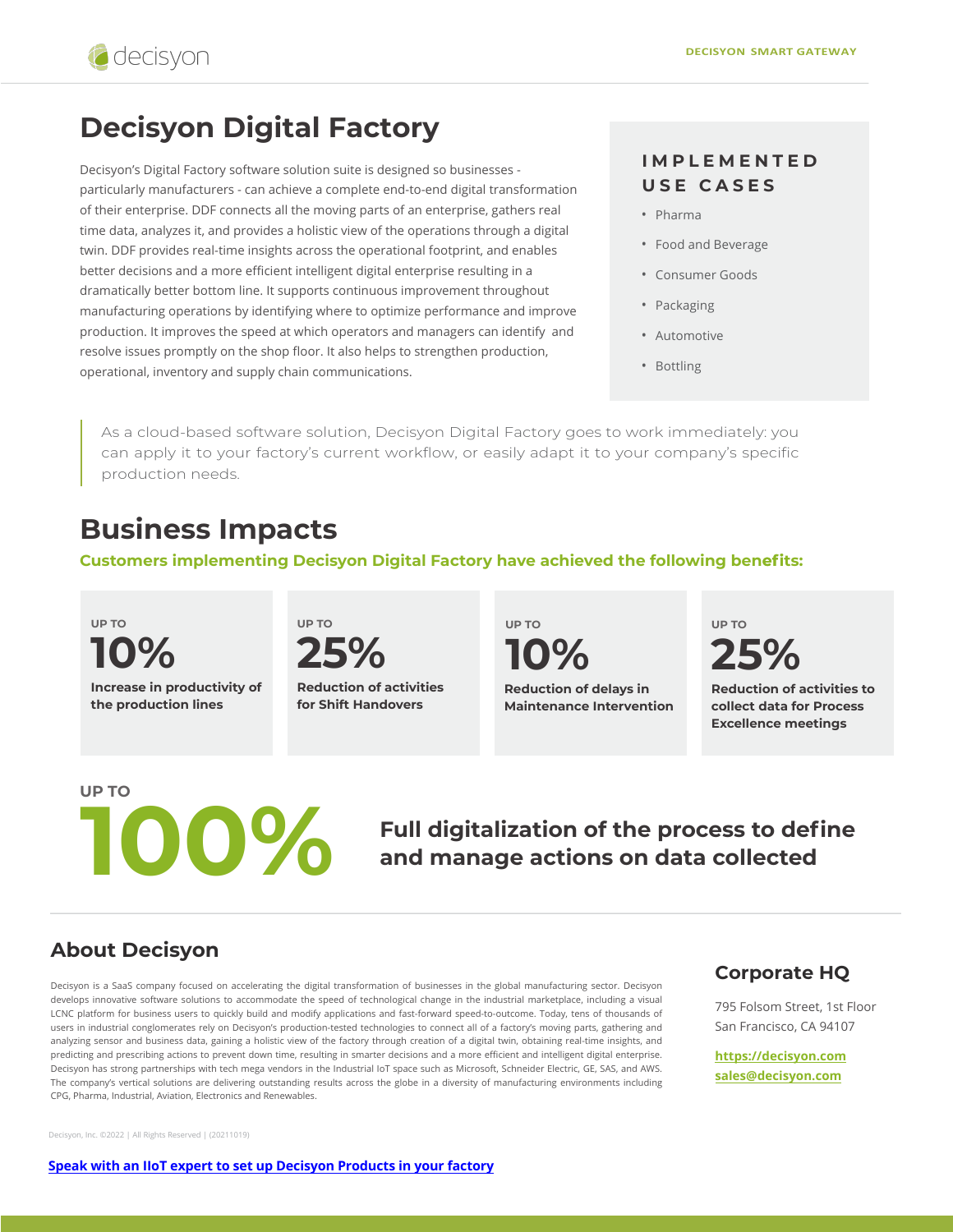# Decisyon Digital Factory

Decisyon's Digital Factory software solution suite is designed so businesses - particularly manufacturers - can achieve a complete end-to-end digital transformation of their enterprise. DDF connects all the moving parts of an enterprise, gathers real time data, analyzes it, and provides a holistic view of the operations through a digital twin. DDF provides real-time insights across the operational footprint, and enables better decisions and a more efficient intelligent digital enterprise resulting in a dramatically better bottom line. It supports continuous improvement throughout manufacturing operations by identifying where to optimize performance and improve production. It improves the speed at which operators and managers can identify and resolve issues promptly on the shop floor. It also helps to strengthen production, operational, inventory and supply chain communications.

### IMPLEMENTED USE CASES

- Pharma
- Food and Beverage
- Consumer Goods
- Packaging
- Automotive
- Bottling

> As a cloud-based software solution, Decisyon Digital Factory goes to work immediately: you can apply it to your factory's current workflow, or easily adapt it to your company's specific production needs.

## Business Impacts

**Customers implementing Decisyon Digital Factory have achieved the following benefits:**

UP TO
**10%**
**Increase in productivity of the production lines**

UP TO
**25%**
**Reduction of activities for Shift Handovers**

UP TO
**10%**
**Reduction of delays in Maintenance Intervention**

UP TO
**25%**
**Reduction of activities to collect data for Process Excellence meetings**

UP TO
**100%**
**Full digitalization of the process to define and manage actions on data collected**

## About Decisyon

Decisyon is a SaaS company focused on accelerating the digital transformation of businesses in the global manufacturing sector. Decisyon develops innovative software solutions to accommodate the speed of technological change in the industrial marketplace, including a visual LCNC platform for business users to quickly build and modify applications and fast-forward speed-to-outcome. Today, tens of thousands of users in industrial conglomerates rely on Decisyon's production-tested technologies to connect all of a factory's moving parts, gathering and analyzing sensor and business data, gaining a holistic view of the factory through creation of a digital twin, obtaining real-time insights, and predicting and prescribing actions to prevent down time, resulting in smarter decisions and a more efficient and intelligent digital enterprise. Decisyon has strong partnerships with tech mega vendors in the Industrial IoT space such as Microsoft, Schneider Electric, GE, SAS, and AWS. The company's vertical solutions are delivering outstanding results across the globe in a diversity of manufacturing environments including CPG, Pharma, Industrial, Aviation, Electronics and Renewables.

## Corporate HQ

795 Folsom Street, 1st Floor
San Francisco, CA 94107

[https://decisyon.com](https://decisyon.com)
[sales@decisyon.com](mailto:sales@decisyon.com)

Decisyon, Inc. ©2022 | All Rights Reserved | (20211019)

**Speak with an IIoT expert to set up Decisyon Products in your factory**